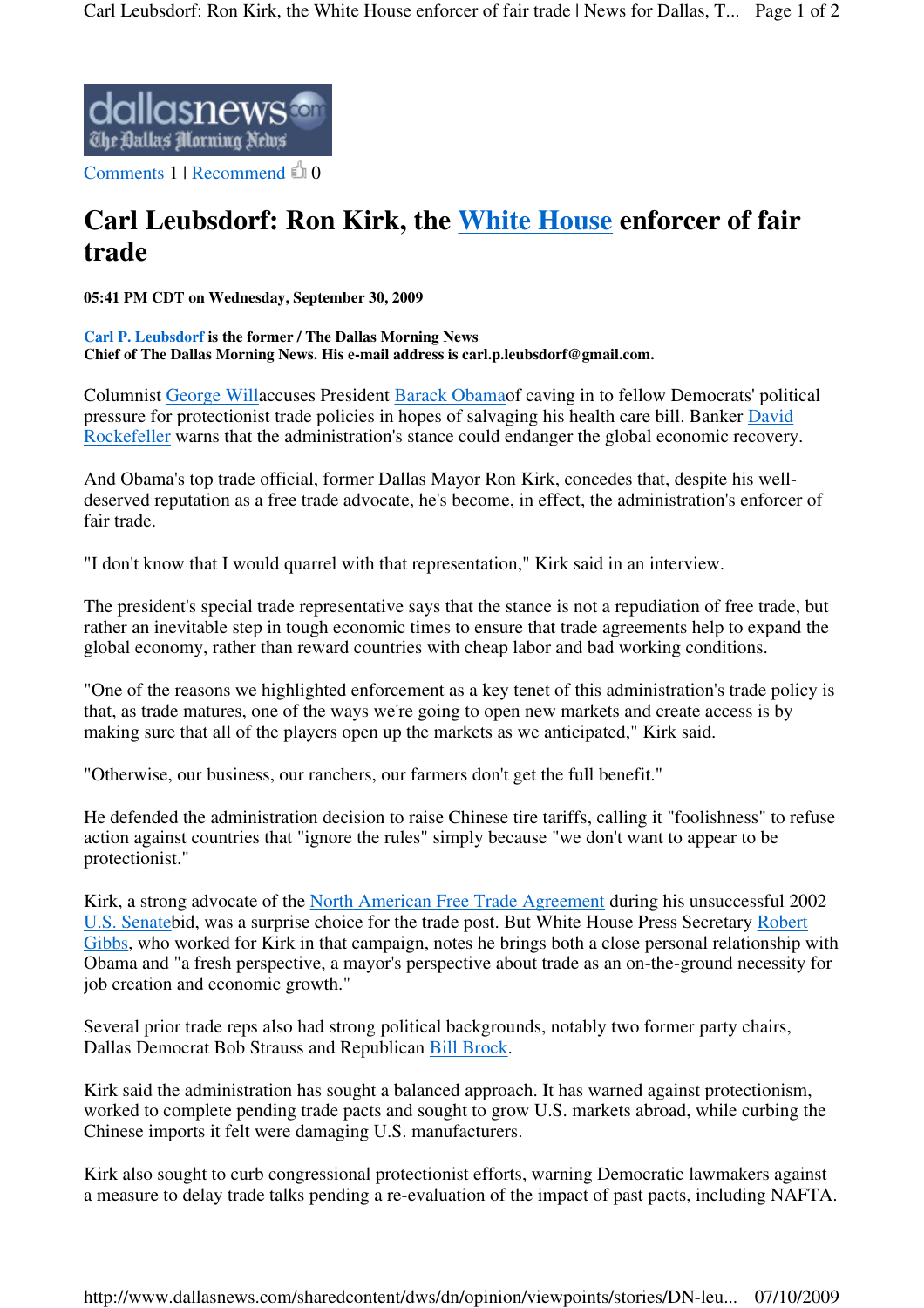Comments 1 | Recommend 0

# Carl Leubsdorf: Ron Kirk, the White House enforcer of fair trade

**05:41 PM CDT on Wednesday, September 30, 2009**

**Carl P. Leubsdorf is the former / The Dallas Morning News**
**Chief of The Dallas Morning News. His e-mail address is carl.p.leubsdorf@gmail.com.**

Columnist George Willaccuses President Barack Obamaof caving in to fellow Democrats' political pressure for protectionist trade policies in hopes of salvaging his health care bill. Banker David Rockefeller warns that the administration's stance could endanger the global economic recovery.

And Obama's top trade official, former Dallas Mayor Ron Kirk, concedes that, despite his well-deserved reputation as a free trade advocate, he's become, in effect, the administration's enforcer of fair trade.

"I don't know that I would quarrel with that representation," Kirk said in an interview.

The president's special trade representative says that the stance is not a repudiation of free trade, but rather an inevitable step in tough economic times to ensure that trade agreements help to expand the global economy, rather than reward countries with cheap labor and bad working conditions.

"One of the reasons we highlighted enforcement as a key tenet of this administration's trade policy is that, as trade matures, one of the ways we're going to open new markets and create access is by making sure that all of the players open up the markets as we anticipated," Kirk said.

"Otherwise, our business, our ranchers, our farmers don't get the full benefit."

He defended the administration decision to raise Chinese tire tariffs, calling it "foolishness" to refuse action against countries that "ignore the rules" simply because "we don't want to appear to be protectionist."

Kirk, a strong advocate of the North American Free Trade Agreement during his unsuccessful 2002 U.S. Senatebid, was a surprise choice for the trade post. But White House Press Secretary Robert Gibbs, who worked for Kirk in that campaign, notes he brings both a close personal relationship with Obama and "a fresh perspective, a mayor's perspective about trade as an on-the-ground necessity for job creation and economic growth."

Several prior trade reps also had strong political backgrounds, notably two former party chairs, Dallas Democrat Bob Strauss and Republican Bill Brock.

Kirk said the administration has sought a balanced approach. It has warned against protectionism, worked to complete pending trade pacts and sought to grow U.S. markets abroad, while curbing the Chinese imports it felt were damaging U.S. manufacturers.

Kirk also sought to curb congressional protectionist efforts, warning Democratic lawmakers against a measure to delay trade talks pending a re-evaluation of the impact of past pacts, including NAFTA.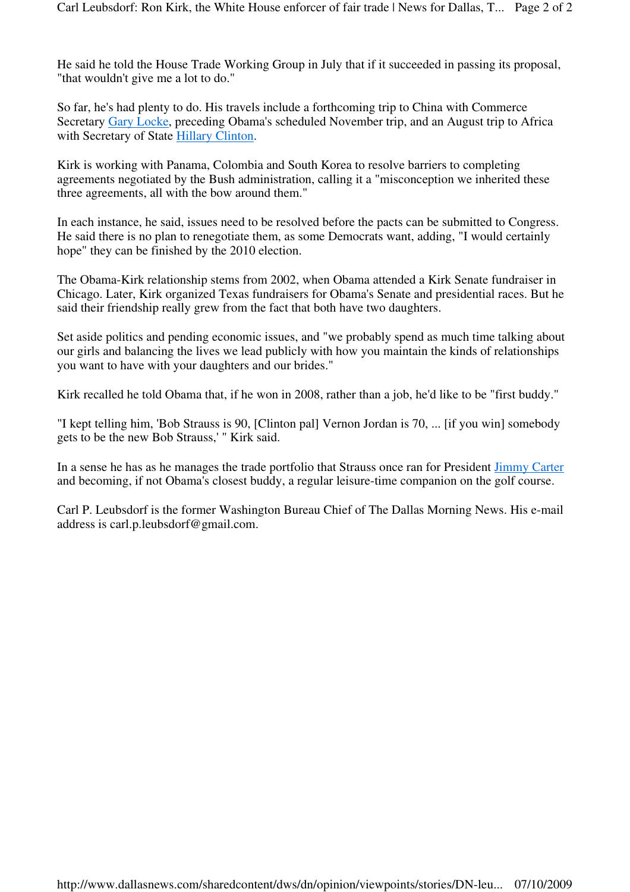He said he told the House Trade Working Group in July that if it succeeded in passing its proposal, "that wouldn't give me a lot to do."

So far, he's had plenty to do. His travels include a forthcoming trip to China with Commerce Secretary Gary Locke, preceding Obama's scheduled November trip, and an August trip to Africa with Secretary of State Hillary Clinton.

Kirk is working with Panama, Colombia and South Korea to resolve barriers to completing agreements negotiated by the Bush administration, calling it a "misconception we inherited these three agreements, all with the bow around them."

In each instance, he said, issues need to be resolved before the pacts can be submitted to Congress. He said there is no plan to renegotiate them, as some Democrats want, adding, "I would certainly hope" they can be finished by the 2010 election.

The Obama-Kirk relationship stems from 2002, when Obama attended a Kirk Senate fundraiser in Chicago. Later, Kirk organized Texas fundraisers for Obama's Senate and presidential races. But he said their friendship really grew from the fact that both have two daughters.

Set aside politics and pending economic issues, and "we probably spend as much time talking about our girls and balancing the lives we lead publicly with how you maintain the kinds of relationships you want to have with your daughters and our brides."

Kirk recalled he told Obama that, if he won in 2008, rather than a job, he'd like to be "first buddy."

"I kept telling him, 'Bob Strauss is 90, [Clinton pal] Vernon Jordan is 70, ... [if you win] somebody gets to be the new Bob Strauss,' " Kirk said.

In a sense he has as he manages the trade portfolio that Strauss once ran for President Jimmy Carter and becoming, if not Obama's closest buddy, a regular leisure-time companion on the golf course.

Carl P. Leubsdorf is the former Washington Bureau Chief of The Dallas Morning News. His e-mail address is carl.p.leubsdorf@gmail.com.